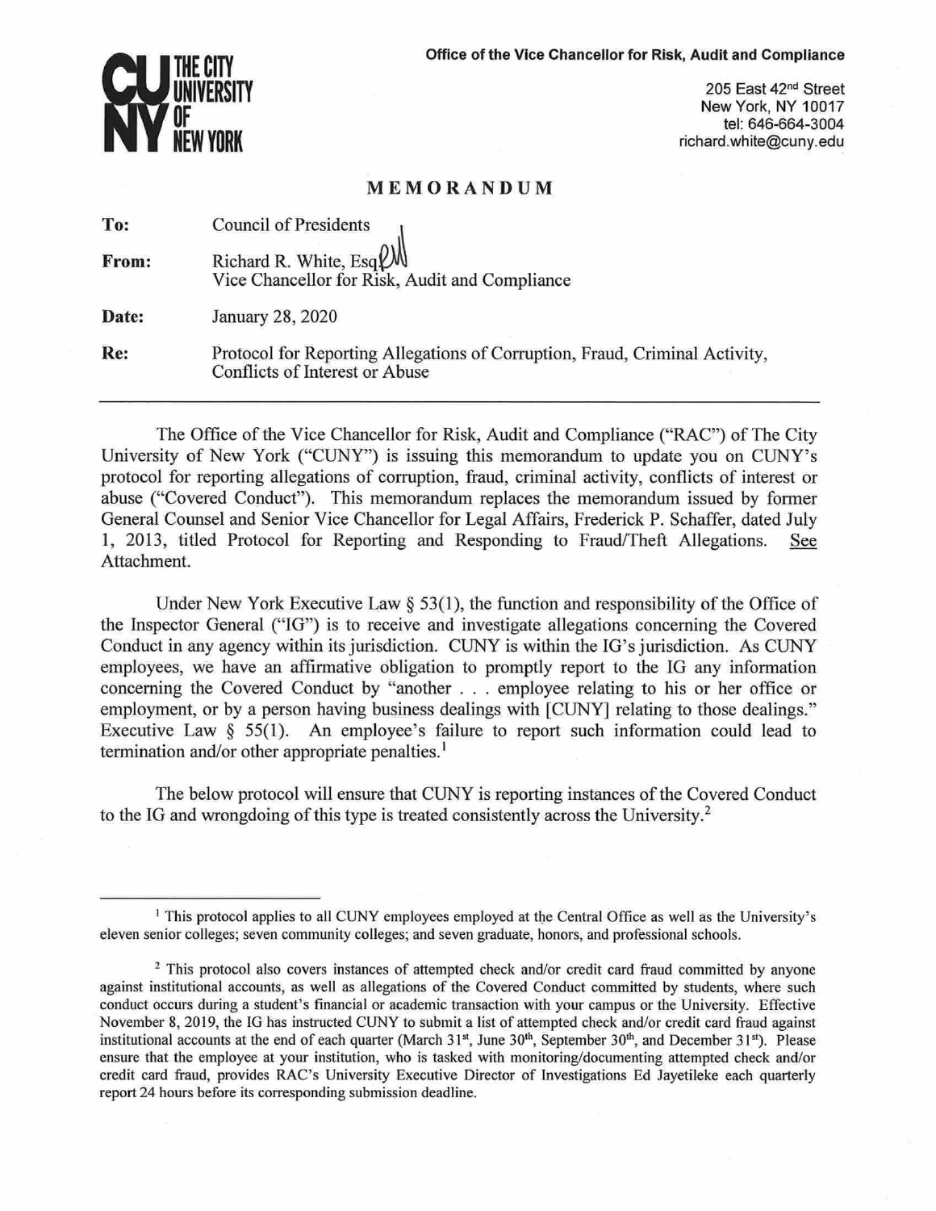**THE CITY UNIVERSITY OF NEW YORK**

**Office of the Vice Chancellor for Risk, Audit and Compliance**

205 East 42nd Street
New York, NY 10017
tel: 646-664-3004
richard.white@cuny.edu

# MEMORANDUM

| | |
|---|---|
| **To:** | Council of Presidents |
| **From:** | Richard R. White, Esq.<br>Vice Chancellor for Risk, Audit and Compliance |
| **Date:** | January 28, 2020 |
| **Re:** | Protocol for Reporting Allegations of Corruption, Fraud, Criminal Activity, Conflicts of Interest or Abuse |

---

The Office of the Vice Chancellor for Risk, Audit and Compliance ("RAC") of The City University of New York ("CUNY") is issuing this memorandum to update you on CUNY's protocol for reporting allegations of corruption, fraud, criminal activity, conflicts of interest or abuse ("Covered Conduct"). This memorandum replaces the memorandum issued by former General Counsel and Senior Vice Chancellor for Legal Affairs, Frederick P. Schaffer, dated July 1, 2013, titled Protocol for Reporting and Responding to Fraud/Theft Allegations. See Attachment.

Under New York Executive Law § 53(1), the function and responsibility of the Office of the Inspector General ("IG") is to receive and investigate allegations concerning the Covered Conduct in any agency within its jurisdiction. CUNY is within the IG's jurisdiction. As CUNY employees, we have an affirmative obligation to promptly report to the IG any information concerning the Covered Conduct by "another . . . employee relating to his or her office or employment, or by a person having business dealings with [CUNY] relating to those dealings." Executive Law § 55(1). An employee's failure to report such information could lead to termination and/or other appropriate penalties.[1]

The below protocol will ensure that CUNY is reporting instances of the Covered Conduct to the IG and wrongdoing of this type is treated consistently across the University.[2]

---

[1] This protocol applies to all CUNY employees employed at the Central Office as well as the University's eleven senior colleges; seven community colleges; and seven graduate, honors, and professional schools.

[2] This protocol also covers instances of attempted check and/or credit card fraud committed by anyone against institutional accounts, as well as allegations of the Covered Conduct committed by students, where such conduct occurs during a student's financial or academic transaction with your campus or the University. Effective November 8, 2019, the IG has instructed CUNY to submit a list of attempted check and/or credit card fraud against institutional accounts at the end of each quarter (March 31st, June 30th, September 30th, and December 31st). Please ensure that the employee at your institution, who is tasked with monitoring/documenting attempted check and/or credit card fraud, provides RAC's University Executive Director of Investigations Ed Jayetileke each quarterly report 24 hours before its corresponding submission deadline.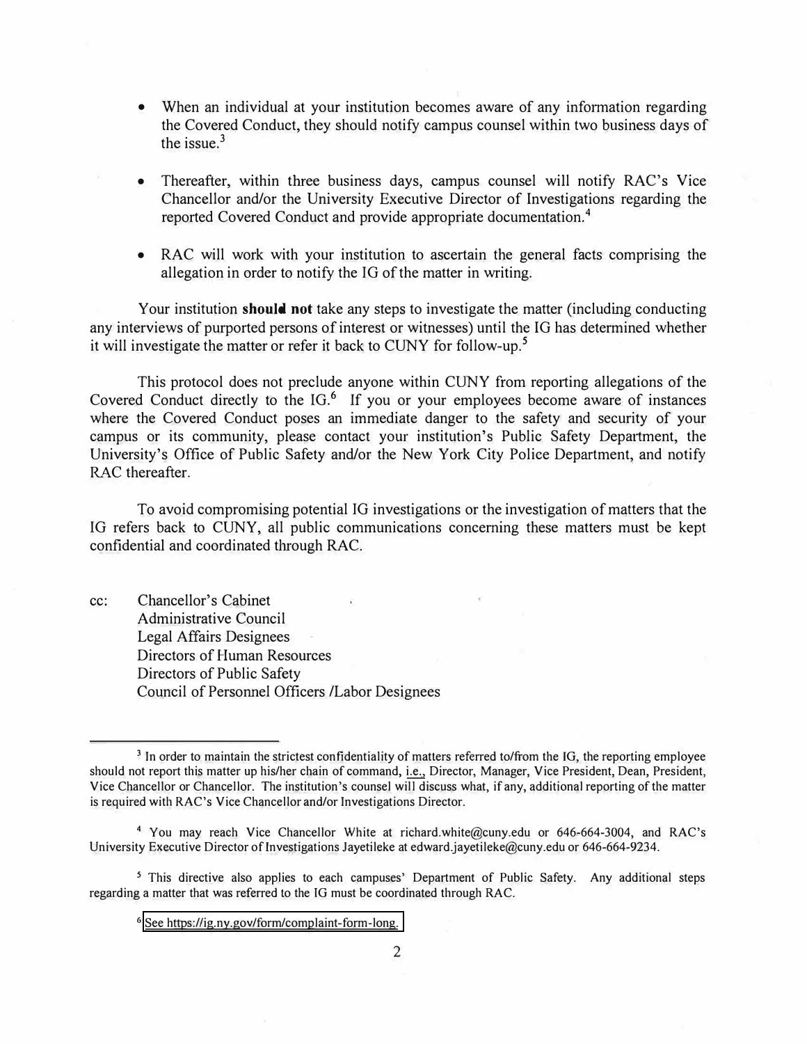- When an individual at your institution becomes aware of any information regarding the Covered Conduct, they should notify campus counsel within two business days of the issue.[3]

- Thereafter, within three business days, campus counsel will notify RAC's Vice Chancellor and/or the University Executive Director of Investigations regarding the reported Covered Conduct and provide appropriate documentation.[4]

- RAC will work with your institution to ascertain the general facts comprising the allegation in order to notify the IG of the matter in writing.

Your institution **should not** take any steps to investigate the matter (including conducting any interviews of purported persons of interest or witnesses) until the IG has determined whether it will investigate the matter or refer it back to CUNY for follow-up.[5]

This protocol does not preclude anyone within CUNY from reporting allegations of the Covered Conduct directly to the IG.[6] If you or your employees become aware of instances where the Covered Conduct poses an immediate danger to the safety and security of your campus or its community, please contact your institution's Public Safety Department, the University's Office of Public Safety and/or the New York City Police Department, and notify RAC thereafter.

To avoid compromising potential IG investigations or the investigation of matters that the IG refers back to CUNY, all public communications concerning these matters must be kept confidential and coordinated through RAC.

cc: Chancellor's Cabinet
Administrative Council
Legal Affairs Designees
Directors of Human Resources
Directors of Public Safety
Council of Personnel Officers /Labor Designees

---

[3] In order to maintain the strictest confidentiality of matters referred to/from the IG, the reporting employee should not report this matter up his/her chain of command, i.e., Director, Manager, Vice President, Dean, President, Vice Chancellor or Chancellor. The institution's counsel will discuss what, if any, additional reporting of the matter is required with RAC's Vice Chancellor and/or Investigations Director.

[4] You may reach Vice Chancellor White at richard.white@cuny.edu or 646-664-3004, and RAC's University Executive Director of Investigations Jayetileke at edward.jayetileke@cuny.edu or 646-664-9234.

[5] This directive also applies to each campuses' Department of Public Safety. Any additional steps regarding a matter that was referred to the IG must be coordinated through RAC.

[6] See https://ig.ny.gov/form/complaint-form-long.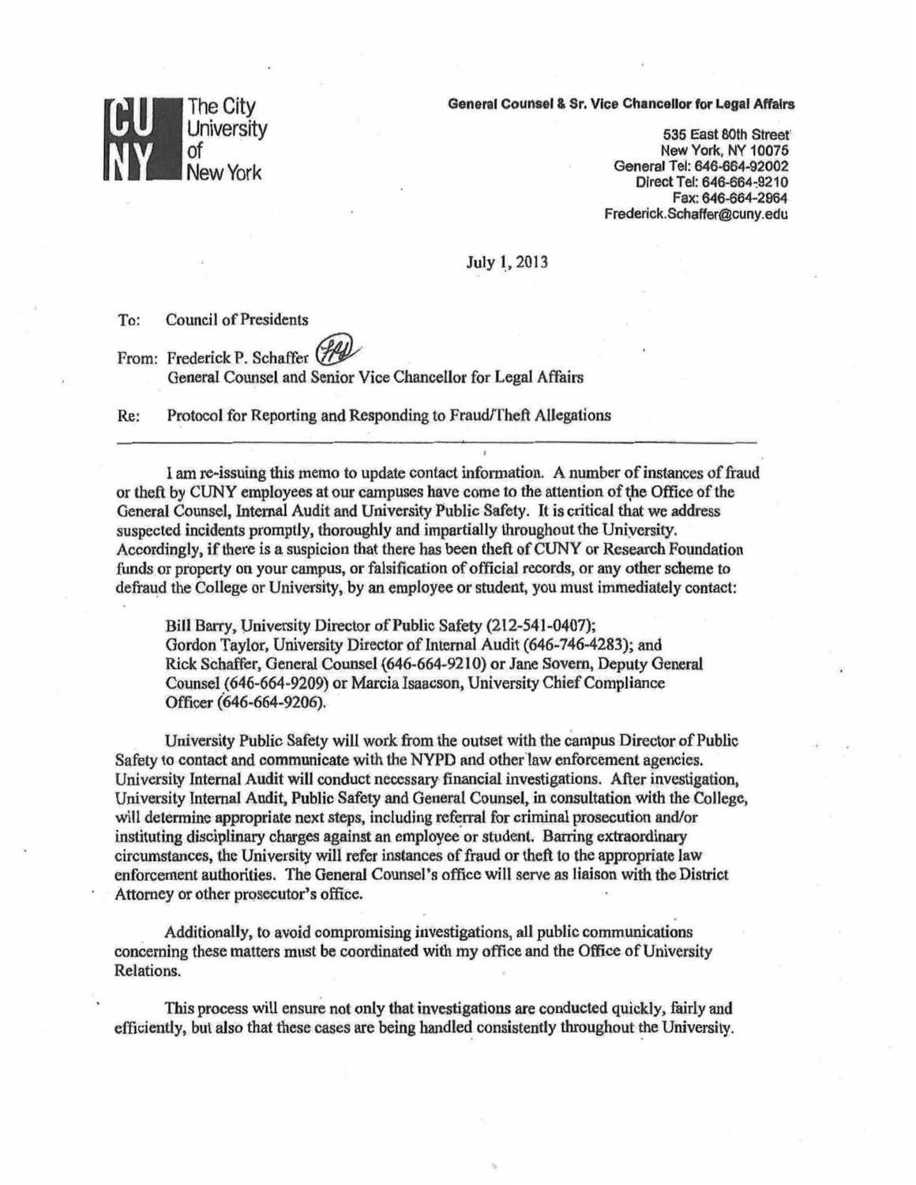The City University of New York

**General Counsel & Sr. Vice Chancellor for Legal Affairs**

535 East 80th Street
New York, NY 10075
General Tel: 646-664-92002
Direct Tel: 646-664-9210
Fax: 646-664-2964
Frederick.Schaffer@cuny.edu

July 1, 2013

To: Council of Presidents

From: Frederick P. Schaffer
General Counsel and Senior Vice Chancellor for Legal Affairs

Re: Protocol for Reporting and Responding to Fraud/Theft Allegations

---

I am re-issuing this memo to update contact information. A number of instances of fraud or theft by CUNY employees at our campuses have come to the attention of the Office of the General Counsel, Internal Audit and University Public Safety. It is critical that we address suspected incidents promptly, thoroughly and impartially throughout the University. Accordingly, if there is a suspicion that there has been theft of CUNY or Research Foundation funds or property on your campus, or falsification of official records, or any other scheme to defraud the College or University, by an employee or student, you must immediately contact:

> Bill Barry, University Director of Public Safety (212-541-0407);
> Gordon Taylor, University Director of Internal Audit (646-746-4283); and
> Rick Schaffer, General Counsel (646-664-9210) or Jane Sovern, Deputy General Counsel (646-664-9209) or Marcia Isaacson, University Chief Compliance Officer (646-664-9206).

University Public Safety will work from the outset with the campus Director of Public Safety to contact and communicate with the NYPD and other law enforcement agencies. University Internal Audit will conduct necessary financial investigations. After investigation, University Internal Audit, Public Safety and General Counsel, in consultation with the College, will determine appropriate next steps, including referral for criminal prosecution and/or instituting disciplinary charges against an employee or student. Barring extraordinary circumstances, the University will refer instances of fraud or theft to the appropriate law enforcement authorities. The General Counsel's office will serve as liaison with the District Attorney or other prosecutor's office.

Additionally, to avoid compromising investigations, all public communications concerning these matters must be coordinated with my office and the Office of University Relations.

This process will ensure not only that investigations are conducted quickly, fairly and efficiently, but also that these cases are being handled consistently throughout the University.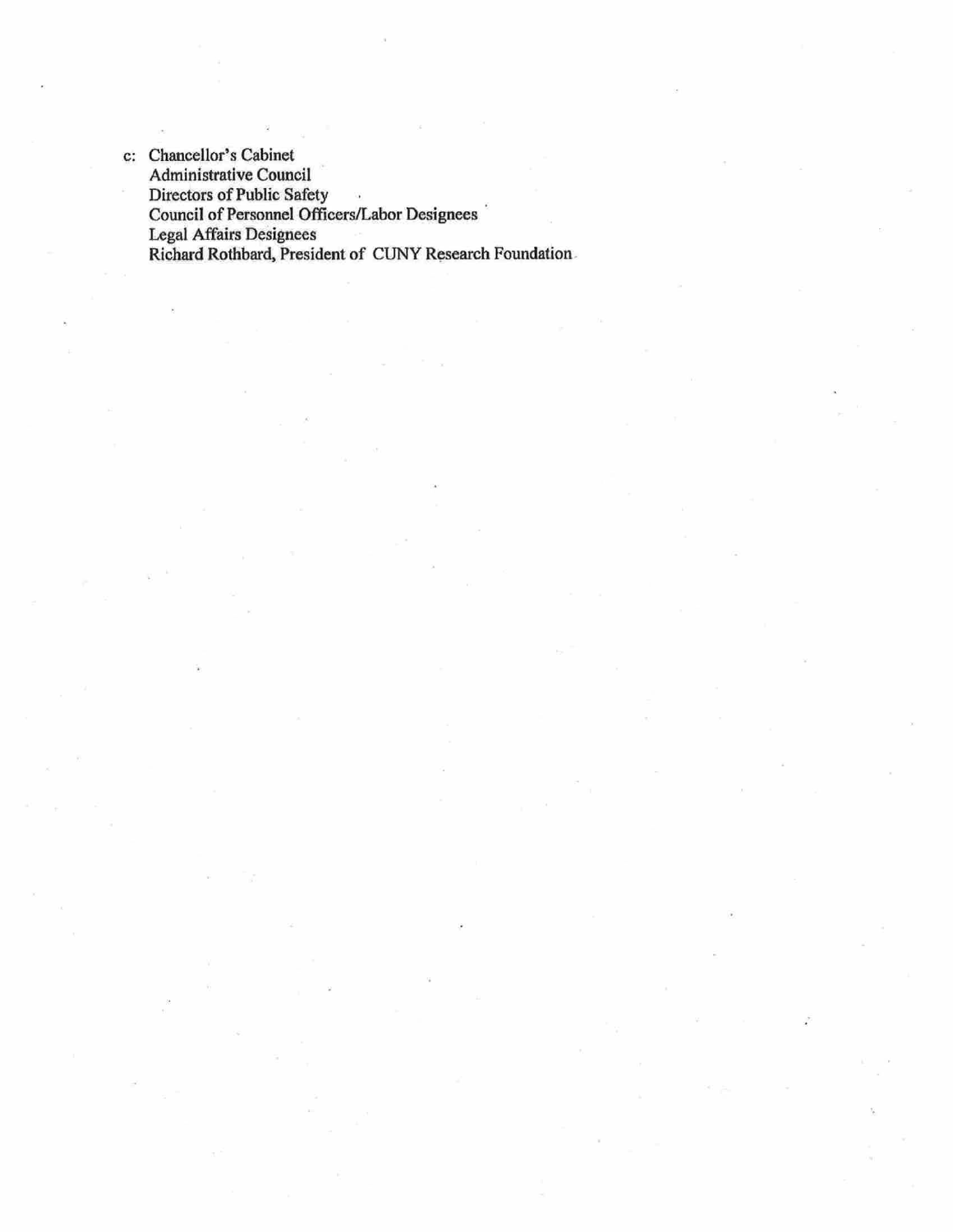c: Chancellor's Cabinet
Administrative Council
Directors of Public Safety
Council of Personnel Officers/Labor Designees
Legal Affairs Designees
Richard Rothbard, President of CUNY Research Foundation